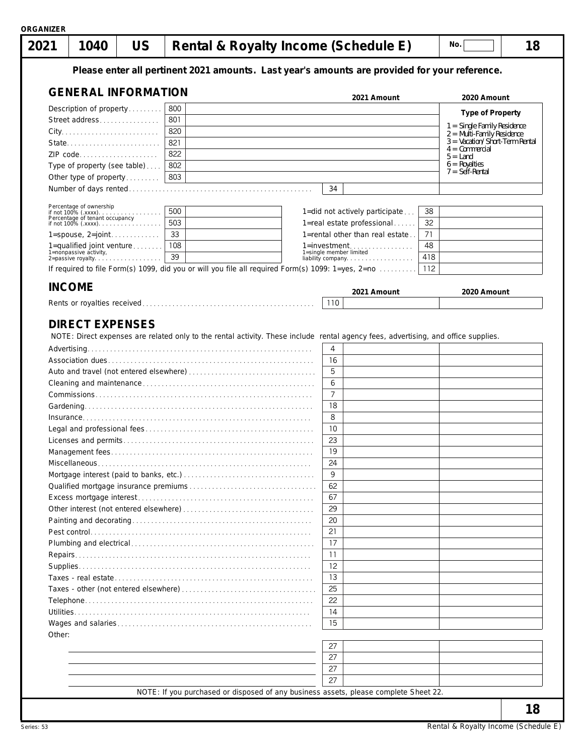ORGANIZER

# 2021 | 1040 | US | Rental & Royalty Income (Schedule E) | No. | 18

**Please enter all pertinent 2021 amounts. Last year's amounts are provided for your reference.**

## GENERAL INFORMATION

| | | 2021 Amount | 2020 Amount |
|---|---|---|---|
| Description of property | 800 | | **Type of Property** |
| Street address | 801 | | 1 = Single Family Residence |
| City | 820 | | 2 = Multi-Family Residence |
| State | 821 | | 3 = Vacation/Short-Term Rental |
| ZIP code | 822 | | 4 = Commercial<br>5 = Land |
| Type of property (see table) | 802 | | 6 = Royalties |
| Other type of property | 803 | | 7 = Self-Rental |
| Number of days rented | 34 | | |

| | | | | | |
|---|---|---|---|---|---|
| Percentage of ownership if not 100% (.xxxx) | 500 | | 1=did not actively participate | 38 | |
| Percentage of tenant occupancy if not 100% (.xxxx) | 503 | | 1=real estate professional | 32 | |
| 1=spouse, 2=joint | 33 | | 1=rental other than real estate | 71 | |
| 1=qualified joint venture | 108 | | 1=investment | 48 | |
| 1=nonpassive activity, 2=passive royalty | 39 | | 1=single member limited liability company | 418 | |

If required to file Form(s) 1099, did you or will you file all required Form(s) 1099: 1=yes, 2=no | 112 |

## INCOME

| | | 2021 Amount | 2020 Amount |
|---|---|---|---|
| Rents or royalties received | 110 | | |

## DIRECT EXPENSES

NOTE: Direct expenses are related only to the rental activity. These include rental agency fees, advertising, and office supplies.

| | | 2021 Amount | 2020 Amount |
|---|---|---|---|
| Advertising | 4 | | |
| Association dues | 16 | | |
| Auto and travel (not entered elsewhere) | 5 | | |
| Cleaning and maintenance | 6 | | |
| Commissions | 7 | | |
| Gardening | 18 | | |
| Insurance | 8 | | |
| Legal and professional fees | 10 | | |
| Licenses and permits | 23 | | |
| Management fees | 19 | | |
| Miscellaneous | 24 | | |
| Mortgage interest (paid to banks, etc.) | 9 | | |
| Qualified mortgage insurance premiums | 62 | | |
| Excess mortgage interest | 67 | | |
| Other interest (not entered elsewhere) | 29 | | |
| Painting and decorating | 20 | | |
| Pest control | 21 | | |
| Plumbing and electrical | 17 | | |
| Repairs | 11 | | |
| Supplies | 12 | | |
| Taxes - real estate | 13 | | |
| Taxes - other (not entered elsewhere) | 25 | | |
| Telephone | 22 | | |
| Utilities | 14 | | |
| Wages and salaries | 15 | | |
| Other: | | | |
| | 27 | | |
| | 27 | | |
| | 27 | | |
| | 27 | | |

NOTE: If you purchased or disposed of any business assets, please complete Sheet 22.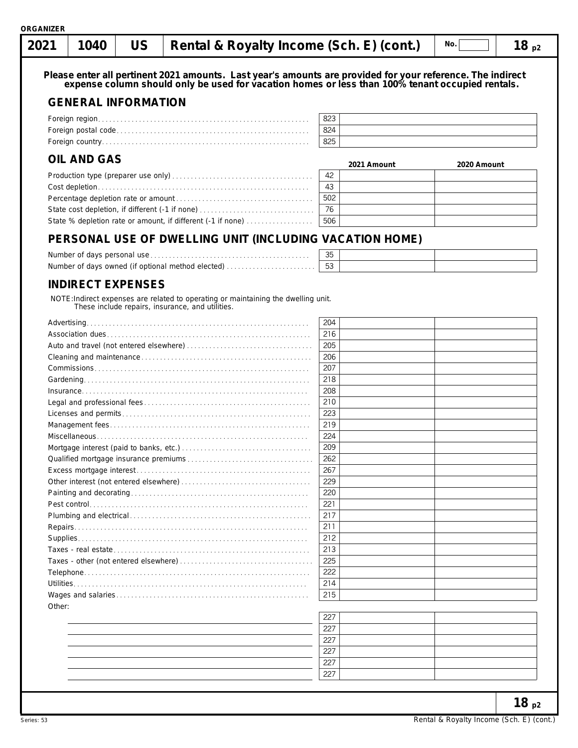ORGANIZER

# 2021 | 1040 | US | Rental & Royalty Income (Sch. E) (cont.) | No. | 18 p2

**Please enter all pertinent 2021 amounts. Last year's amounts are provided for your reference. The indirect expense column should only be used for vacation homes or less than 100% tenant occupied rentals.**

## GENERAL INFORMATION

| | | |
|---|---|---|
| Foreign region | 823 | |
| Foreign postal code | 824 | |
| Foreign country | 825 | |

## OIL AND GAS

| | | 2021 Amount | 2020 Amount |
|---|---|---|---|
| Production type (preparer use only) | 42 | | |
| Cost depletion | 43 | | |
| Percentage depletion rate or amount | 502 | | |
| State cost depletion, if different (-1 if none) | 76 | | |
| State % depletion rate or amount, if different (-1 if none) | 506 | | |

## PERSONAL USE OF DWELLING UNIT (INCLUDING VACATION HOME)

| | | 2021 Amount | 2020 Amount |
|---|---|---|---|
| Number of days personal use | 35 | | |
| Number of days owned (if optional method elected) | 53 | | |

## INDIRECT EXPENSES

NOTE: Indirect expenses are related to operating or maintaining the dwelling unit. These include repairs, insurance, and utilities.

| | | 2021 Amount | 2020 Amount |
|---|---|---|---|
| Advertising | 204 | | |
| Association dues | 216 | | |
| Auto and travel (not entered elsewhere) | 205 | | |
| Cleaning and maintenance | 206 | | |
| Commissions | 207 | | |
| Gardening | 218 | | |
| Insurance | 208 | | |
| Legal and professional fees | 210 | | |
| Licenses and permits | 223 | | |
| Management fees | 219 | | |
| Miscellaneous | 224 | | |
| Mortgage interest (paid to banks, etc.) | 209 | | |
| Qualified mortgage insurance premiums | 262 | | |
| Excess mortgage interest | 267 | | |
| Other interest (not entered elsewhere) | 229 | | |
| Painting and decorating | 220 | | |
| Pest control | 221 | | |
| Plumbing and electrical | 217 | | |
| Repairs | 211 | | |
| Supplies | 212 | | |
| Taxes - real estate | 213 | | |
| Taxes - other (not entered elsewhere) | 225 | | |
| Telephone | 222 | | |
| Utilities | 214 | | |
| Wages and salaries | 215 | | |
| Other: | | | |
| | 227 | | |
| | 227 | | |
| | 227 | | |
| | 227 | | |
| | 227 | | |
| | 227 | | |